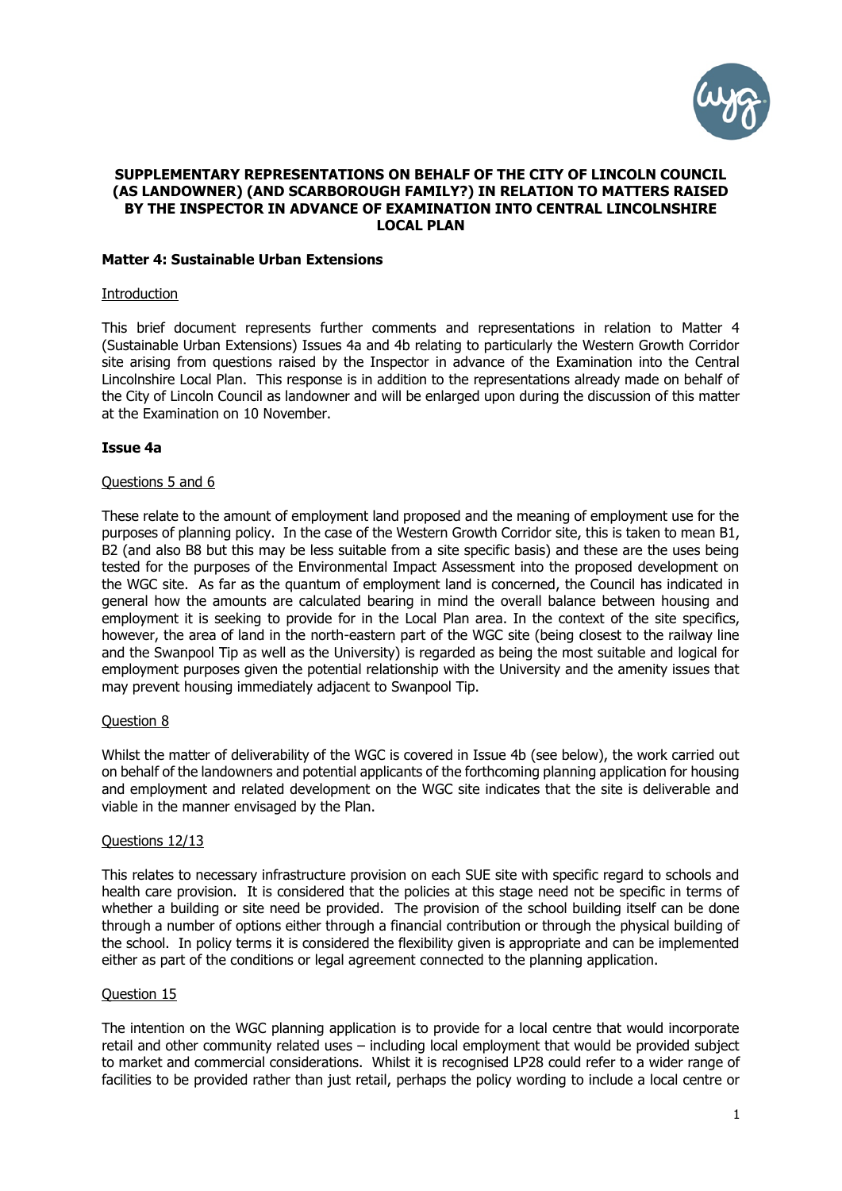**SUPPLEMENTARY REPRESENTATIONS ON BEHALF OF THE CITY OF LINCOLN COUNCIL (AS LANDOWNER) (AND SCARBOROUGH FAMILY?) IN RELATION TO MATTERS RAISED BY THE INSPECTOR IN ADVANCE OF EXAMINATION INTO CENTRAL LINCOLNSHIRE LOCAL PLAN**

**Matter 4: Sustainable Urban Extensions**

Introduction

This brief document represents further comments and representations in relation to Matter 4 (Sustainable Urban Extensions) Issues 4a and 4b relating to particularly the Western Growth Corridor site arising from questions raised by the Inspector in advance of the Examination into the Central Lincolnshire Local Plan. This response is in addition to the representations already made on behalf of the City of Lincoln Council as landowner and will be enlarged upon during the discussion of this matter at the Examination on 10 November.

**Issue 4a**

Questions 5 and 6

These relate to the amount of employment land proposed and the meaning of employment use for the purposes of planning policy. In the case of the Western Growth Corridor site, this is taken to mean B1, B2 (and also B8 but this may be less suitable from a site specific basis) and these are the uses being tested for the purposes of the Environmental Impact Assessment into the proposed development on the WGC site. As far as the quantum of employment land is concerned, the Council has indicated in general how the amounts are calculated bearing in mind the overall balance between housing and employment it is seeking to provide for in the Local Plan area. In the context of the site specifics, however, the area of land in the north-eastern part of the WGC site (being closest to the railway line and the Swanpool Tip as well as the University) is regarded as being the most suitable and logical for employment purposes given the potential relationship with the University and the amenity issues that may prevent housing immediately adjacent to Swanpool Tip.

Question 8

Whilst the matter of deliverability of the WGC is covered in Issue 4b (see below), the work carried out on behalf of the landowners and potential applicants of the forthcoming planning application for housing and employment and related development on the WGC site indicates that the site is deliverable and viable in the manner envisaged by the Plan.

Questions 12/13

This relates to necessary infrastructure provision on each SUE site with specific regard to schools and health care provision. It is considered that the policies at this stage need not be specific in terms of whether a building or site need be provided. The provision of the school building itself can be done through a number of options either through a financial contribution or through the physical building of the school. In policy terms it is considered the flexibility given is appropriate and can be implemented either as part of the conditions or legal agreement connected to the planning application.

Question 15

The intention on the WGC planning application is to provide for a local centre that would incorporate retail and other community related uses – including local employment that would be provided subject to market and commercial considerations. Whilst it is recognised LP28 could refer to a wider range of facilities to be provided rather than just retail, perhaps the policy wording to include a local centre or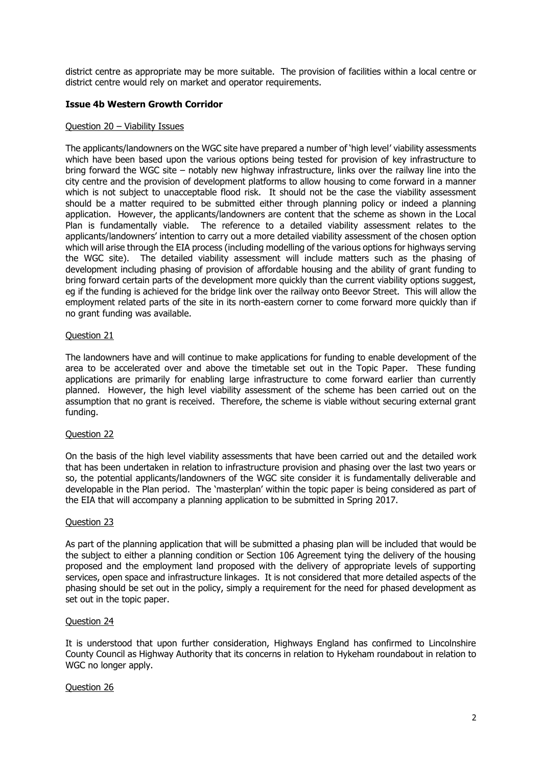district centre as appropriate may be more suitable. The provision of facilities within a local centre or district centre would rely on market and operator requirements.

**Issue 4b Western Growth Corridor**

Question 20 – Viability Issues

The applicants/landowners on the WGC site have prepared a number of 'high level' viability assessments which have been based upon the various options being tested for provision of key infrastructure to bring forward the WGC site – notably new highway infrastructure, links over the railway line into the city centre and the provision of development platforms to allow housing to come forward in a manner which is not subject to unacceptable flood risk. It should not be the case the viability assessment should be a matter required to be submitted either through planning policy or indeed a planning application. However, the applicants/landowners are content that the scheme as shown in the Local Plan is fundamentally viable. The reference to a detailed viability assessment relates to the applicants/landowners' intention to carry out a more detailed viability assessment of the chosen option which will arise through the EIA process (including modelling of the various options for highways serving the WGC site). The detailed viability assessment will include matters such as the phasing of development including phasing of provision of affordable housing and the ability of grant funding to bring forward certain parts of the development more quickly than the current viability options suggest, eg if the funding is achieved for the bridge link over the railway onto Beevor Street. This will allow the employment related parts of the site in its north-eastern corner to come forward more quickly than if no grant funding was available.

Question 21

The landowners have and will continue to make applications for funding to enable development of the area to be accelerated over and above the timetable set out in the Topic Paper. These funding applications are primarily for enabling large infrastructure to come forward earlier than currently planned. However, the high level viability assessment of the scheme has been carried out on the assumption that no grant is received. Therefore, the scheme is viable without securing external grant funding.

Question 22

On the basis of the high level viability assessments that have been carried out and the detailed work that has been undertaken in relation to infrastructure provision and phasing over the last two years or so, the potential applicants/landowners of the WGC site consider it is fundamentally deliverable and developable in the Plan period. The 'masterplan' within the topic paper is being considered as part of the EIA that will accompany a planning application to be submitted in Spring 2017.

Question 23

As part of the planning application that will be submitted a phasing plan will be included that would be the subject to either a planning condition or Section 106 Agreement tying the delivery of the housing proposed and the employment land proposed with the delivery of appropriate levels of supporting services, open space and infrastructure linkages. It is not considered that more detailed aspects of the phasing should be set out in the policy, simply a requirement for the need for phased development as set out in the topic paper.

Question 24

It is understood that upon further consideration, Highways England has confirmed to Lincolnshire County Council as Highway Authority that its concerns in relation to Hykeham roundabout in relation to WGC no longer apply.

Question 26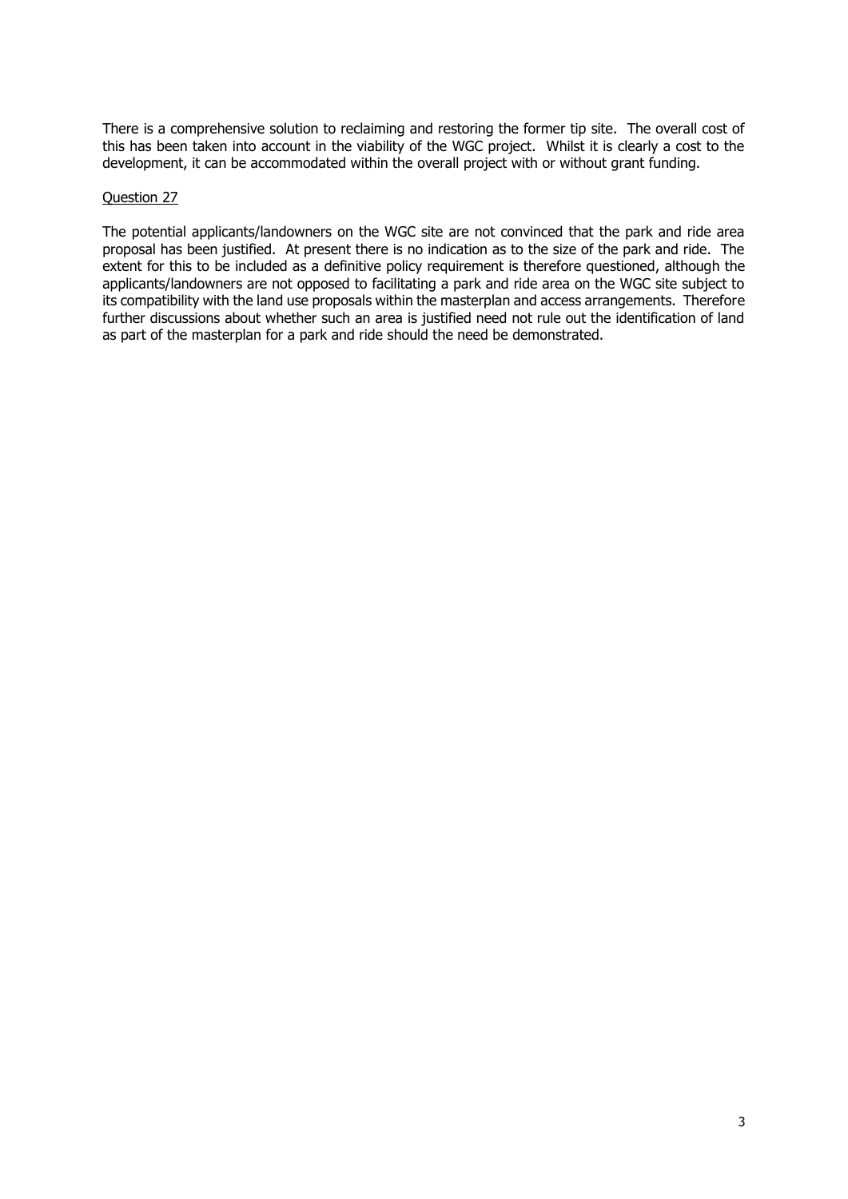There is a comprehensive solution to reclaiming and restoring the former tip site. The overall cost of this has been taken into account in the viability of the WGC project. Whilst it is clearly a cost to the development, it can be accommodated within the overall project with or without grant funding.

Question 27

The potential applicants/landowners on the WGC site are not convinced that the park and ride area proposal has been justified. At present there is no indication as to the size of the park and ride. The extent for this to be included as a definitive policy requirement is therefore questioned, although the applicants/landowners are not opposed to facilitating a park and ride area on the WGC site subject to its compatibility with the land use proposals within the masterplan and access arrangements. Therefore further discussions about whether such an area is justified need not rule out the identification of land as part of the masterplan for a park and ride should the need be demonstrated.